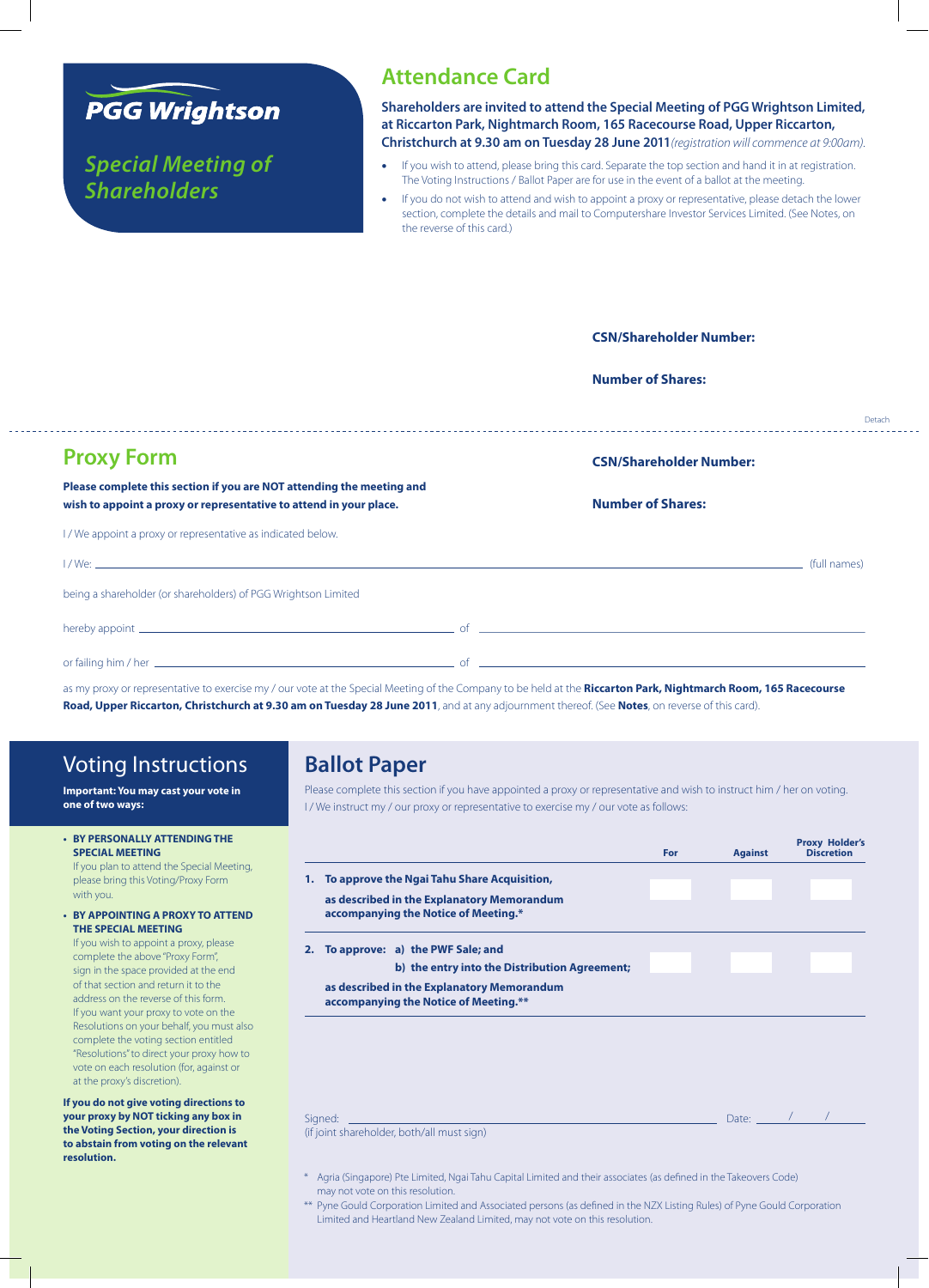PGG Wrightson

## Special Meeting of Shareholders

# Attendance Card

**Shareholders are invited to attend the Special Meeting of PGG Wrightson Limited, at Riccarton Park, Nightmarch Room, 165 Racecourse Road, Upper Riccarton, Christchurch at 9.30 am on Tuesday 28 June 2011** *(registration will commence at 9:00am).*

- If you wish to attend, please bring this card. Separate the top section and hand it in at registration. The Voting Instructions / Ballot Paper are for use in the event of a ballot at the meeting.
- If you do not wish to attend and wish to appoint a proxy or representative, please detach the lower section, complete the details and mail to Computershare Investor Services Limited. (See Notes, on the reverse of this card.)

**CSN/Shareholder Number:**

**Number of Shares:**

Detach

# Proxy Form

**Please complete this section if you are NOT attending the meeting and wish to appoint a proxy or representative to attend in your place.**

**CSN/Shareholder Number:**

**Number of Shares:**

I / We appoint a proxy or representative as indicated below.

I / We: ______________________________________________ (full names)

being a shareholder (or shareholders) of PGG Wrightson Limited

hereby appoint ______________________ of ______________________

or failing him / her ______________________ of ______________________

as my proxy or representative to exercise my / our vote at the Special Meeting of the Company to be held at the **Riccarton Park, Nightmarch Room, 165 Racecourse Road, Upper Riccarton, Christchurch at 9.30 am on Tuesday 28 June 2011**, and at any adjournment thereof. (See **Notes**, on reverse of this card).

## Voting Instructions

**Important: You may cast your vote in one of two ways:**

- **BY PERSONALLY ATTENDING THE SPECIAL MEETING**
  If you plan to attend the Special Meeting, please bring this Voting/Proxy Form with you.
- **BY APPOINTING A PROXY TO ATTEND THE SPECIAL MEETING**
  If you wish to appoint a proxy, please complete the above "Proxy Form", sign in the space provided at the end of that section and return it to the address on the reverse of this form. If you want your proxy to vote on the Resolutions on your behalf, you must also complete the voting section entitled "Resolutions" to direct your proxy how to vote on each resolution (for, against or at the proxy's discretion).

**If you do not give voting directions to your proxy by NOT ticking any box in the Voting Section, your direction is to abstain from voting on the relevant resolution.**

# Ballot Paper

Please complete this section if you have appointed a proxy or representative and wish to instruct him / her on voting. I / We instruct my / our proxy or representative to exercise my / our vote as follows:

| | For | Against | Proxy Holder's Discretion |
|---|---|---|---|
| **1. To approve the Ngai Tahu Share Acquisition, as described in the Explanatory Memorandum accompanying the Notice of Meeting.*** | | | |
| **2. To approve: a) the PWF Sale; and b) the entry into the Distribution Agreement; as described in the Explanatory Memorandum accompanying the Notice of Meeting.**** | | | |

Signed: ______________________ Date: ____ / ____ / ____

(if joint shareholder, both/all must sign)

\* Agria (Singapore) Pte Limited, Ngai Tahu Capital Limited and their associates (as defined in the Takeovers Code) may not vote on this resolution.

\*\* Pyne Gould Corporation Limited and Associated persons (as defined in the NZX Listing Rules) of Pyne Gould Corporation Limited and Heartland New Zealand Limited, may not vote on this resolution.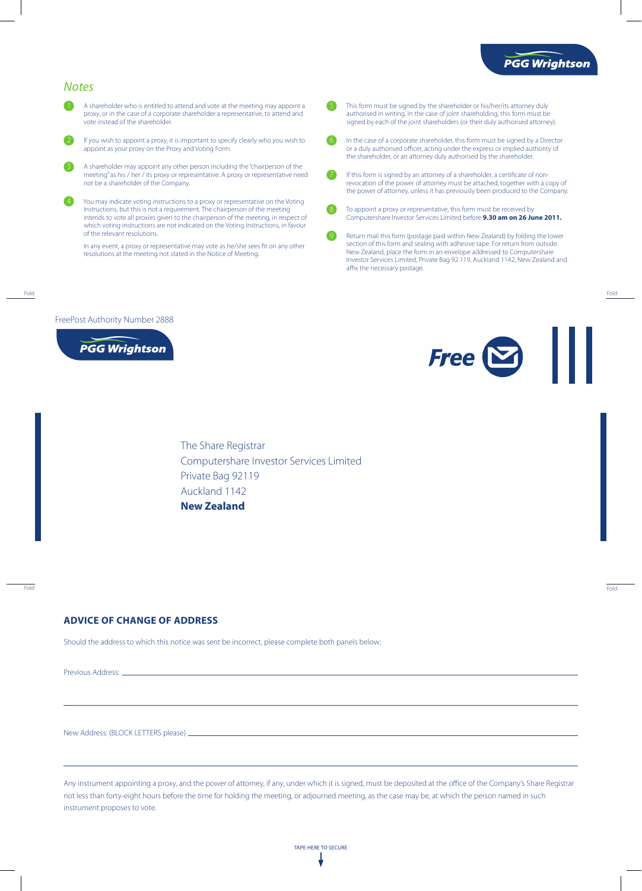PGG Wrightson

## Notes

1. A shareholder who is entitled to attend and vote at the meeting may appoint a proxy, or in the case of a corporate shareholder a representative, to attend and vote instead of the shareholder.

2. If you wish to appoint a proxy, it is important to specify clearly who you wish to appoint as your proxy on the Proxy and Voting Form.

3. A shareholder may appoint any other person including the "chairperson of the meeting" as his / her / its proxy or representative. A proxy or representative need not be a shareholder of the Company.

4. You may indicate voting instructions to a proxy or representative on the Voting Instructions, but this is not a requirement. The chairperson of the meeting intends to vote all proxies given to the chairperson of the meeting, in respect of which voting instructions are not indicated on the Voting Instructions, in favour of the relevant resolutions.

   In any event, a proxy or representative may vote as he/she sees fit on any other resolutions at the meeting not stated in the Notice of Meeting.

5. This form must be signed by the shareholder or his/her/its attorney duly authorised in writing. In the case of joint shareholding, this form must be signed by each of the joint shareholders (or their duly authorised attorney).

6. In the case of a corporate shareholder, this form must be signed by a Director or a duly authorised officer, acting under the express or implied authority of the shareholder, or an attorney duly authorised by the shareholder.

7. If this form is signed by an attorney of a shareholder, a certificate of non-revocation of the power of attorney must be attached, together with a copy of the power of attorney, unless it has previously been produced to the Company.

8. To appoint a proxy or representative, this form must be received by Computershare Investor Services Limited before **9.30 am on 26 June 2011.**

9. Return mail this form (postage paid within New Zealand) by folding the lower section of this form and sealing with adhesive tape. For return from outside New Zealand, place the form in an envelope addressed to Computershare Investor Services Limited, Private Bag 92 119, Auckland 1142, New Zealand and affix the necessary postage.

Fold

FreePost Authority Number 2888

PGG Wrightson

Free

The Share Registrar
Computershare Investor Services Limited
Private Bag 92119
Auckland 1142
**New Zealand**

Fold

### ADVICE OF CHANGE OF ADDRESS

Should the address to which this notice was sent be incorrect, please complete both panels below:

Previous Address: ______________________________________________

______________________________________________

New Address: (BLOCK LETTERS please) ______________________________________________

______________________________________________

Any instrument appointing a proxy, and the power of attorney, if any, under which it is signed, must be deposited at the office of the Company's Share Registrar not less than forty-eight hours before the time for holding the meeting, or adjourned meeting, as the case may be, at which the person named in such instrument proposes to vote.

TAPE HERE TO SECURE